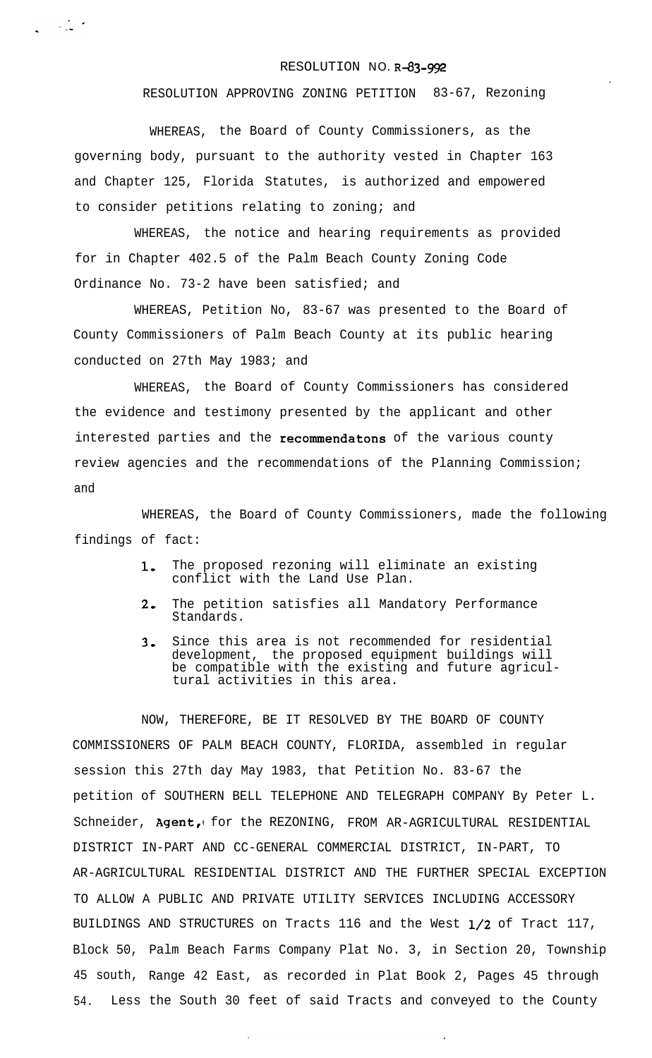RESOLUTION NO. R-83-992

RESOLUTION APPROVING ZONING PETITION 83-67, Rezoning

WHEREAS, the Board of County Commissioners, as the governing body, pursuant to the authority vested in Chapter 163 and Chapter 125, Florida Statutes, is authorized and empowered to consider petitions relating to zoning; and

WHEREAS, the notice and hearing requirements as provided for in Chapter 402.5 of the Palm Beach County Zoning Code Ordinance No. 73-2 have been satisfied; and

WHEREAS, Petition No, 83-67 was presented to the Board of County Commissioners of Palm Beach County at its public hearing conducted on 27th May 1983; and

WHEREAS, the Board of County Commissioners has considered the evidence and testimony presented by the applicant and other interested parties and the recommendatons of the various county review agencies and the recommendations of the Planning Commission; and

WHEREAS, the Board of County Commissioners, made the following findings of fact:

1. The proposed rezoning will eliminate an existing conflict with the Land Use Plan.
2. The petition satisfies all Mandatory Performance Standards.
3. Since this area is not recommended for residential development, the proposed equipment buildings will be compatible with the existing and future agricultural activities in this area.

NOW, THEREFORE, BE IT RESOLVED BY THE BOARD OF COUNTY COMMISSIONERS OF PALM BEACH COUNTY, FLORIDA, assembled in regular session this 27th day May 1983, that Petition No. 83-67 the petition of SOUTHERN BELL TELEPHONE AND TELEGRAPH COMPANY By Peter L. Schneider, Agent, for the REZONING, FROM AR-AGRICULTURAL RESIDENTIAL DISTRICT IN-PART AND CC-GENERAL COMMERCIAL DISTRICT, IN-PART, TO AR-AGRICULTURAL RESIDENTIAL DISTRICT AND THE FURTHER SPECIAL EXCEPTION TO ALLOW A PUBLIC AND PRIVATE UTILITY SERVICES INCLUDING ACCESSORY BUILDINGS AND STRUCTURES on Tracts 116 and the West 1/2 of Tract 117, Block 50, Palm Beach Farms Company Plat No. 3, in Section 20, Township 45 south, Range 42 East, as recorded in Plat Book 2, Pages 45 through 54. Less the South 30 feet of said Tracts and conveyed to the County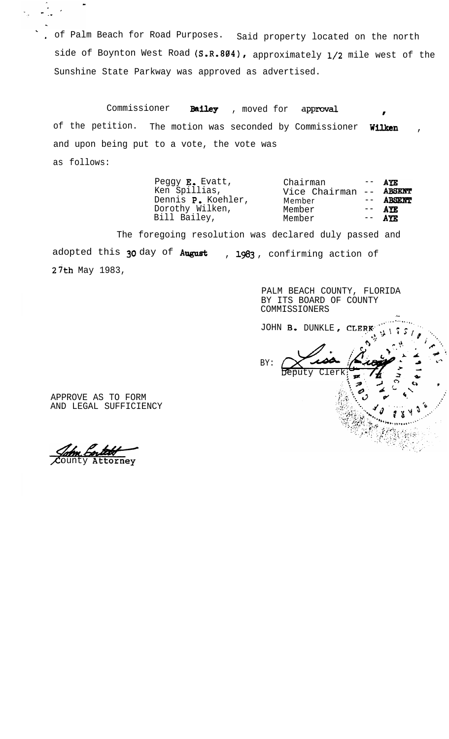of Palm Beach for Road Purposes. Said property located on the north side of Boynton West Road (S.R.804), approximately 1/2 mile west of the Sunshine State Parkway was approved as advertised.

Commissioner **Bailey**, moved for approval of the petition. The motion was seconded by Commissioner **Wilken**, and upon being put to a vote, the vote was as follows:

| | | |
|---|---|---|
| Peggy E. Evatt, | Chairman | -- AYE |
| Ken Spillias, | Vice Chairman | -- ABSENT |
| Dennis P. Koehler, | Member | -- ABSENT |
| Dorothy Wilken, | Member | -- AYE |
| Bill Bailey, | Member | -- AYE |

The foregoing resolution was declared duly passed and adopted this 30 day of August, 1983, confirming action of 27th May 1983,

PALM BEACH COUNTY, FLORIDA
BY ITS BOARD OF COUNTY
COMMISSIONERS

JOHN B. DUNKLE, CLERK

BY: Lisa Biggs
Deputy Clerk

APPROVE AS TO FORM
AND LEGAL SUFFICIENCY

John Corbett
County Attorney